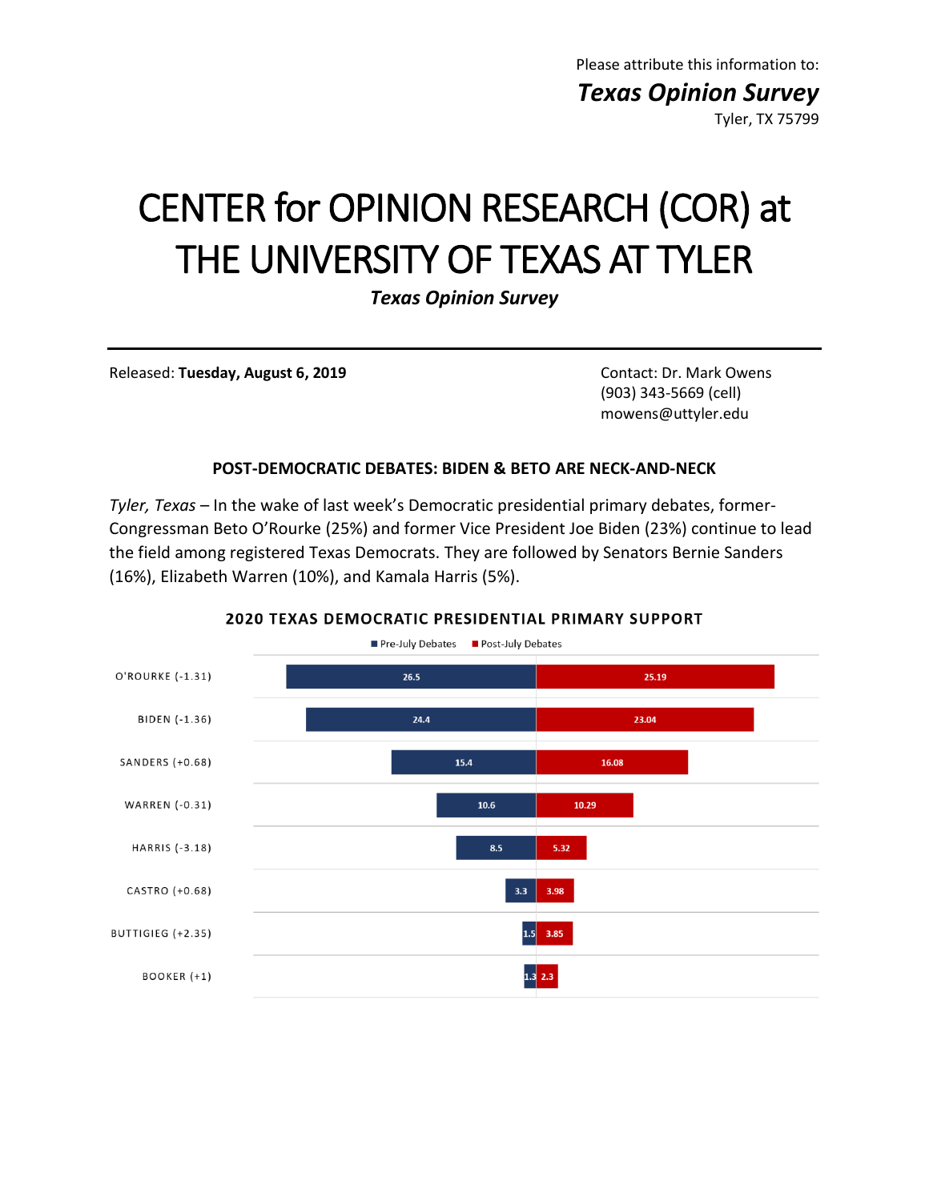Please attribute this information to:

***Texas Opinion Survey***

Tyler, TX 75799

# CENTER for OPINION RESEARCH (COR) at THE UNIVERSITY OF TEXAS AT TYLER

***Texas Opinion Survey***

---

Released: **Tuesday, August 6, 2019**

Contact: Dr. Mark Owens
(903) 343-5669 (cell)
mowens@uttyler.edu

### POST-DEMOCRATIC DEBATES: BIDEN & BETO ARE NECK-AND-NECK

*Tyler, Texas* – In the wake of last week's Democratic presidential primary debates, former-Congressman Beto O'Rourke (25%) and former Vice President Joe Biden (23%) continue to lead the field among registered Texas Democrats. They are followed by Senators Bernie Sanders (16%), Elizabeth Warren (10%), and Kamala Harris (5%).

**2020 TEXAS DEMOCRATIC PRESIDENTIAL PRIMARY SUPPORT**

| Candidate | Pre-July Debates | Post-July Debates |
|---|---|---|
| O'ROURKE (-1.31) | 26.5 | 25.19 |
| BIDEN (-1.36) | 24.4 | 23.04 |
| SANDERS (+0.68) | 15.4 | 16.08 |
| WARREN (-0.31) | 10.6 | 10.29 |
| HARRIS (-3.18) | 8.5 | 5.32 |
| CASTRO (+0.68) | 3.3 | 3.98 |
| BUTTIGIEG (+2.35) | 1.5 | 3.85 |
| BOOKER (+1) | 1.3 | 2.3 |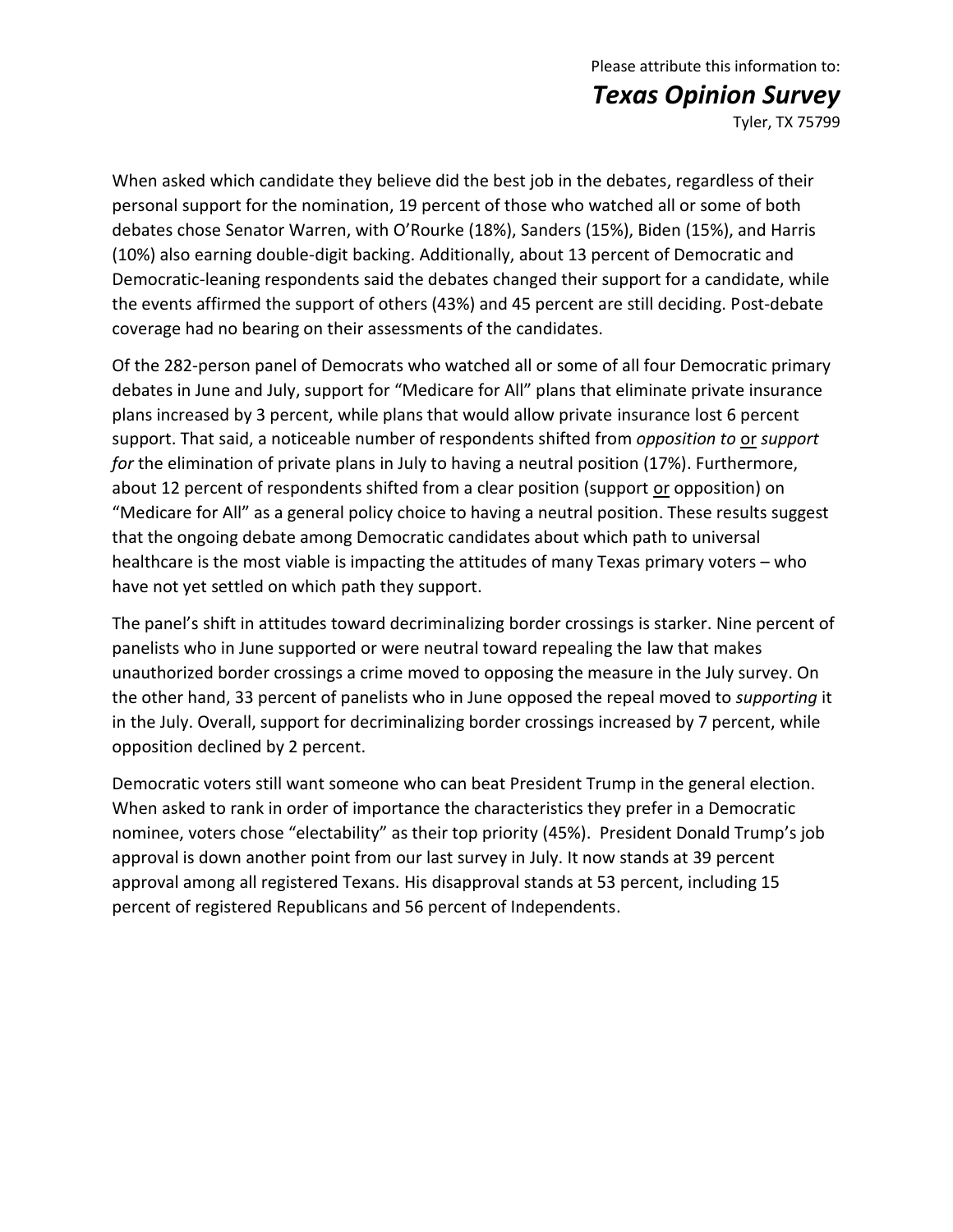When asked which candidate they believe did the best job in the debates, regardless of their personal support for the nomination, 19 percent of those who watched all or some of both debates chose Senator Warren, with O'Rourke (18%), Sanders (15%), Biden (15%), and Harris (10%) also earning double-digit backing. Additionally, about 13 percent of Democratic and Democratic-leaning respondents said the debates changed their support for a candidate, while the events affirmed the support of others (43%) and 45 percent are still deciding. Post-debate coverage had no bearing on their assessments of the candidates.

Of the 282-person panel of Democrats who watched all or some of all four Democratic primary debates in June and July, support for "Medicare for All" plans that eliminate private insurance plans increased by 3 percent, while plans that would allow private insurance lost 6 percent support. That said, a noticeable number of respondents shifted from *opposition to* or *support for* the elimination of private plans in July to having a neutral position (17%). Furthermore, about 12 percent of respondents shifted from a clear position (support or opposition) on "Medicare for All" as a general policy choice to having a neutral position. These results suggest that the ongoing debate among Democratic candidates about which path to universal healthcare is the most viable is impacting the attitudes of many Texas primary voters – who have not yet settled on which path they support.

The panel's shift in attitudes toward decriminalizing border crossings is starker. Nine percent of panelists who in June supported or were neutral toward repealing the law that makes unauthorized border crossings a crime moved to opposing the measure in the July survey. On the other hand, 33 percent of panelists who in June opposed the repeal moved to *supporting* it in the July. Overall, support for decriminalizing border crossings increased by 7 percent, while opposition declined by 2 percent.

Democratic voters still want someone who can beat President Trump in the general election. When asked to rank in order of importance the characteristics they prefer in a Democratic nominee, voters chose "electability" as their top priority (45%). President Donald Trump's job approval is down another point from our last survey in July. It now stands at 39 percent approval among all registered Texans. His disapproval stands at 53 percent, including 15 percent of registered Republicans and 56 percent of Independents.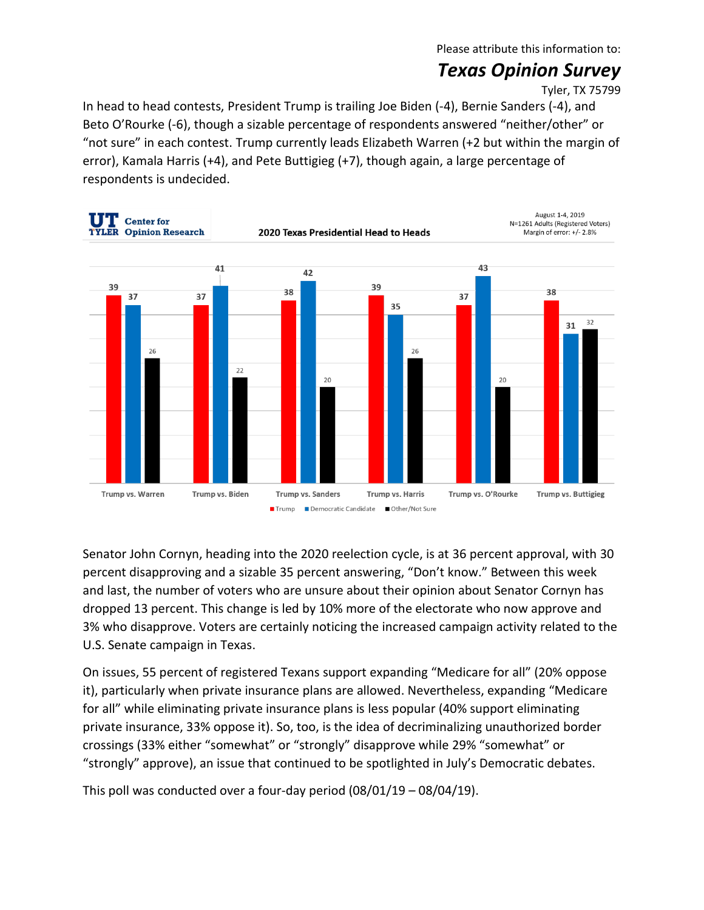In head to head contests, President Trump is trailing Joe Biden (-4), Bernie Sanders (-4), and Beto O'Rourke (-6), though a sizable percentage of respondents answered "neither/other" or "not sure" in each contest. Trump currently leads Elizabeth Warren (+2 but within the margin of error), Kamala Harris (+4), and Pete Buttigieg (+7), though again, a large percentage of respondents is undecided.

**UT TYLER Center for Opinion Research**

**2020 Texas Presidential Head to Heads**

August 1-4, 2019
N=1261 Adults (Registered Voters)
Margin of error: +/- 2.8%

| | Trump | Democratic Candidate | Other/Not Sure |
|---|---|---|---|
| Trump vs. Warren | 39 | 37 | 26 |
| Trump vs. Biden | 37 | 41 | 22 |
| Trump vs. Sanders | 38 | 42 | 20 |
| Trump vs. Harris | 39 | 35 | 26 |
| Trump vs. O'Rourke | 37 | 43 | 20 |
| Trump vs. Buttigieg | 38 | 31 | 32 |

Senator John Cornyn, heading into the 2020 reelection cycle, is at 36 percent approval, with 30 percent disapproving and a sizable 35 percent answering, "Don't know." Between this week and last, the number of voters who are unsure about their opinion about Senator Cornyn has dropped 13 percent. This change is led by 10% more of the electorate who now approve and 3% who disapprove. Voters are certainly noticing the increased campaign activity related to the U.S. Senate campaign in Texas.

On issues, 55 percent of registered Texans support expanding "Medicare for all" (20% oppose it), particularly when private insurance plans are allowed. Nevertheless, expanding "Medicare for all" while eliminating private insurance plans is less popular (40% support eliminating private insurance, 33% oppose it). So, too, is the idea of decriminalizing unauthorized border crossings (33% either "somewhat" or "strongly" disapprove while 29% "somewhat" or "strongly" approve), an issue that continued to be spotlighted in July's Democratic debates.

This poll was conducted over a four-day period (08/01/19 – 08/04/19).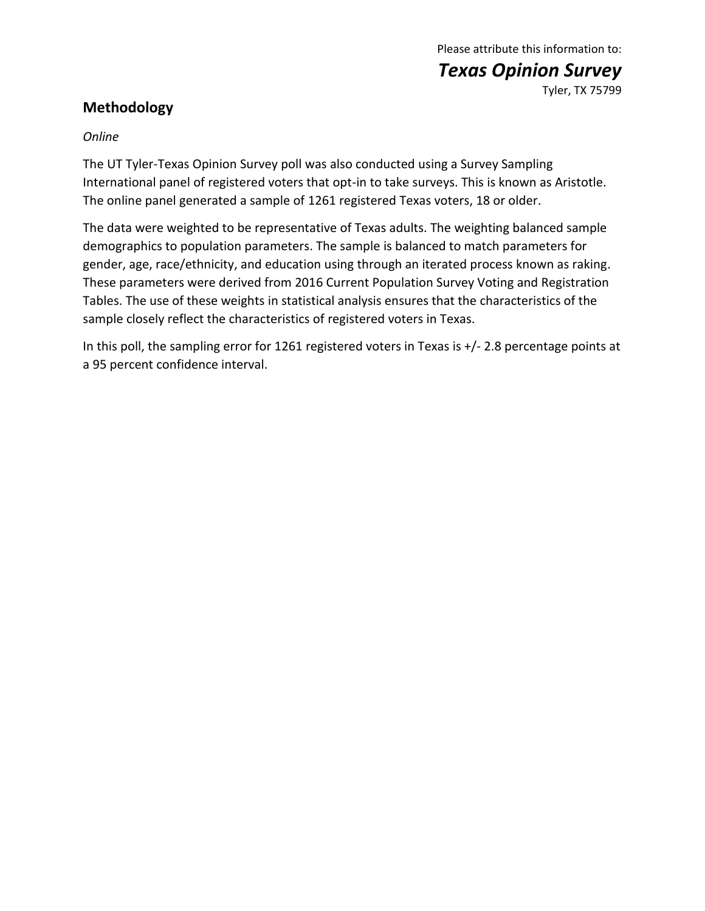Please attribute this information to:

***Texas Opinion Survey***

Tyler, TX 75799

## Methodology

*Online*

The UT Tyler-Texas Opinion Survey poll was also conducted using a Survey Sampling International panel of registered voters that opt-in to take surveys. This is known as Aristotle. The online panel generated a sample of 1261 registered Texas voters, 18 or older.

The data were weighted to be representative of Texas adults. The weighting balanced sample demographics to population parameters. The sample is balanced to match parameters for gender, age, race/ethnicity, and education using through an iterated process known as raking. These parameters were derived from 2016 Current Population Survey Voting and Registration Tables. The use of these weights in statistical analysis ensures that the characteristics of the sample closely reflect the characteristics of registered voters in Texas.

In this poll, the sampling error for 1261 registered voters in Texas is +/- 2.8 percentage points at a 95 percent confidence interval.